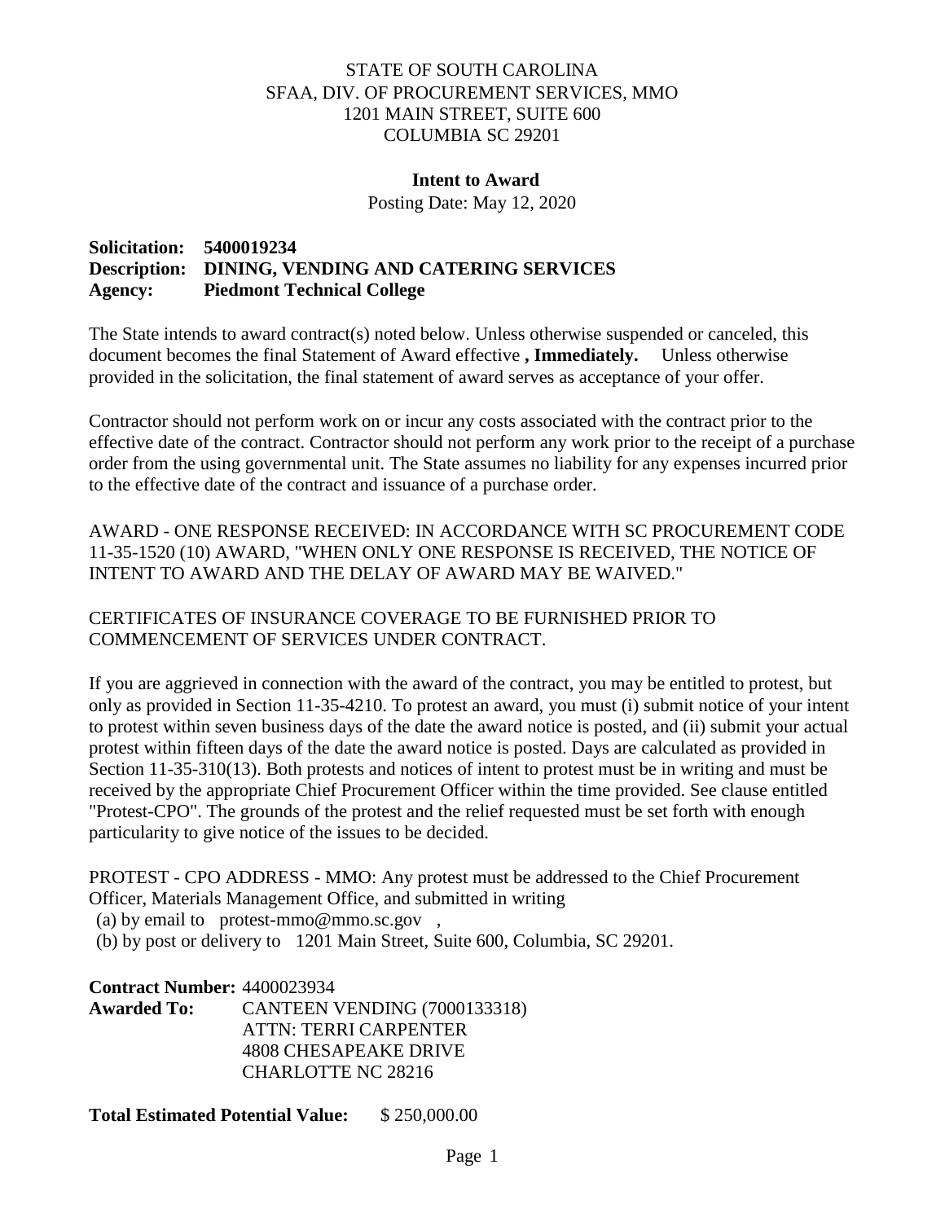STATE OF SOUTH CAROLINA
SFAA, DIV. OF PROCUREMENT SERVICES, MMO
1201 MAIN STREET, SUITE 600
COLUMBIA SC 29201

**Intent to Award**

Posting Date: May 12, 2020

**Solicitation: 5400019234**
**Description: DINING, VENDING AND CATERING SERVICES**
**Agency: Piedmont Technical College**

The State intends to award contract(s) noted below. Unless otherwise suspended or canceled, this document becomes the final Statement of Award effective **, Immediately.** Unless otherwise provided in the solicitation, the final statement of award serves as acceptance of your offer.

Contractor should not perform work on or incur any costs associated with the contract prior to the effective date of the contract. Contractor should not perform any work prior to the receipt of a purchase order from the using governmental unit. The State assumes no liability for any expenses incurred prior to the effective date of the contract and issuance of a purchase order.

AWARD - ONE RESPONSE RECEIVED: IN ACCORDANCE WITH SC PROCUREMENT CODE 11-35-1520 (10) AWARD, "WHEN ONLY ONE RESPONSE IS RECEIVED, THE NOTICE OF INTENT TO AWARD AND THE DELAY OF AWARD MAY BE WAIVED."

CERTIFICATES OF INSURANCE COVERAGE TO BE FURNISHED PRIOR TO COMMENCEMENT OF SERVICES UNDER CONTRACT.

If you are aggrieved in connection with the award of the contract, you may be entitled to protest, but only as provided in Section 11-35-4210. To protest an award, you must (i) submit notice of your intent to protest within seven business days of the date the award notice is posted, and (ii) submit your actual protest within fifteen days of the date the award notice is posted. Days are calculated as provided in Section 11-35-310(13). Both protests and notices of intent to protest must be in writing and must be received by the appropriate Chief Procurement Officer within the time provided. See clause entitled "Protest-CPO". The grounds of the protest and the relief requested must be set forth with enough particularity to give notice of the issues to be decided.

PROTEST - CPO ADDRESS - MMO: Any protest must be addressed to the Chief Procurement Officer, Materials Management Office, and submitted in writing
(a) by email to protest-mmo@mmo.sc.gov ,
(b) by post or delivery to 1201 Main Street, Suite 600, Columbia, SC 29201.

**Contract Number:** 4400023934
**Awarded To:** CANTEEN VENDING (7000133318)
ATTN: TERRI CARPENTER
4808 CHESAPEAKE DRIVE
CHARLOTTE NC 28216

**Total Estimated Potential Value:** $ 250,000.00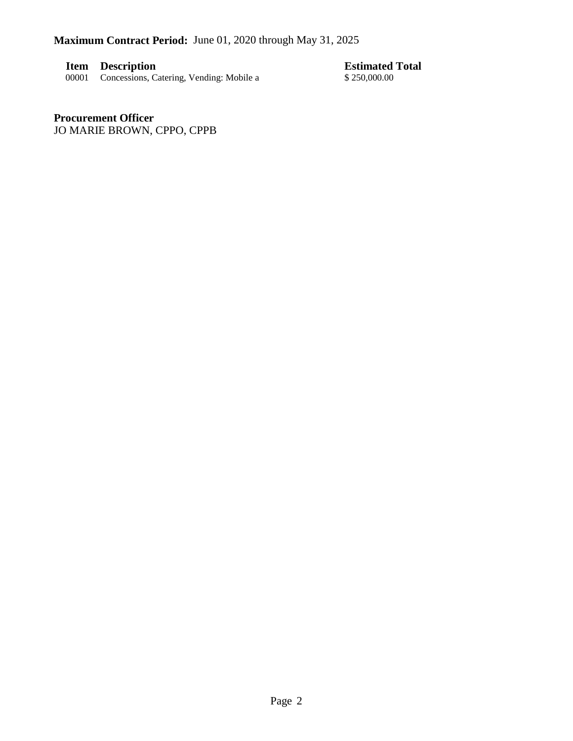**Maximum Contract Period:** June 01, 2020 through May 31, 2025

| Item | Description | Estimated Total |
|---|---|---|
| 00001 | Concessions, Catering, Vending: Mobile a | $ 250,000.00 |

**Procurement Officer**
JO MARIE BROWN, CPPO, CPPB